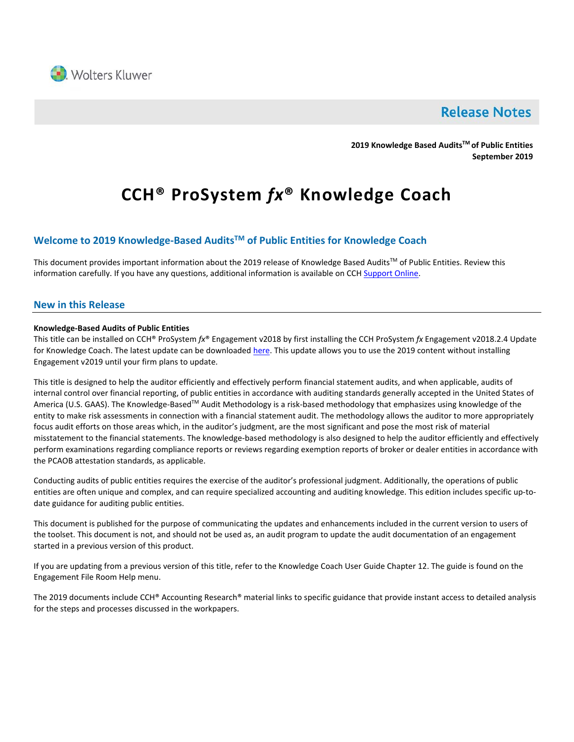Wolters Kluwer

# Release Notes

**2019 Knowledge Based Audits™ of Public Entities**
**September 2019**

# CCH® ProSystem *fx*® Knowledge Coach

## Welcome to 2019 Knowledge-Based Audits™ of Public Entities for Knowledge Coach

This document provides important information about the 2019 release of Knowledge Based Audits™ of Public Entities. Review this information carefully. If you have any questions, additional information is available on CCH Support Online.

## New in this Release

**Knowledge-Based Audits of Public Entities**

This title can be installed on CCH® ProSystem *fx*® Engagement v2018 by first installing the CCH ProSystem *fx* Engagement v2018.2.4 Update for Knowledge Coach. The latest update can be downloaded here. This update allows you to use the 2019 content without installing Engagement v2019 until your firm plans to update.

This title is designed to help the auditor efficiently and effectively perform financial statement audits, and when applicable, audits of internal control over financial reporting, of public entities in accordance with auditing standards generally accepted in the United States of America (U.S. GAAS). The Knowledge-Based™ Audit Methodology is a risk-based methodology that emphasizes using knowledge of the entity to make risk assessments in connection with a financial statement audit. The methodology allows the auditor to more appropriately focus audit efforts on those areas which, in the auditor's judgment, are the most significant and pose the most risk of material misstatement to the financial statements. The knowledge-based methodology is also designed to help the auditor efficiently and effectively perform examinations regarding compliance reports or reviews regarding exemption reports of broker or dealer entities in accordance with the PCAOB attestation standards, as applicable.

Conducting audits of public entities requires the exercise of the auditor's professional judgment. Additionally, the operations of public entities are often unique and complex, and can require specialized accounting and auditing knowledge. This edition includes specific up-to-date guidance for auditing public entities.

This document is published for the purpose of communicating the updates and enhancements included in the current version to users of the toolset. This document is not, and should not be used as, an audit program to update the audit documentation of an engagement started in a previous version of this product.

If you are updating from a previous version of this title, refer to the Knowledge Coach User Guide Chapter 12. The guide is found on the Engagement File Room Help menu.

The 2019 documents include CCH® Accounting Research® material links to specific guidance that provide instant access to detailed analysis for the steps and processes discussed in the workpapers.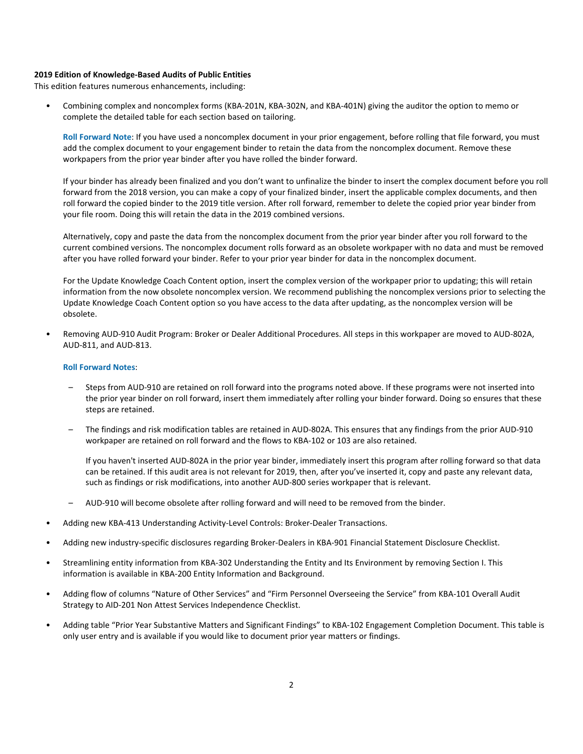**2019 Edition of Knowledge-Based Audits of Public Entities**

This edition features numerous enhancements, including:

- Combining complex and noncomplex forms (KBA-201N, KBA-302N, and KBA-401N) giving the auditor the option to memo or complete the detailed table for each section based on tailoring.

  **Roll Forward Note**: If you have used a noncomplex document in your prior engagement, before rolling that file forward, you must add the complex document to your engagement binder to retain the data from the noncomplex document. Remove these workpapers from the prior year binder after you have rolled the binder forward.

  If your binder has already been finalized and you don't want to unfinalize the binder to insert the complex document before you roll forward from the 2018 version, you can make a copy of your finalized binder, insert the applicable complex documents, and then roll forward the copied binder to the 2019 title version. After roll forward, remember to delete the copied prior year binder from your file room. Doing this will retain the data in the 2019 combined versions.

  Alternatively, copy and paste the data from the noncomplex document from the prior year binder after you roll forward to the current combined versions. The noncomplex document rolls forward as an obsolete workpaper with no data and must be removed after you have rolled forward your binder. Refer to your prior year binder for data in the noncomplex document.

  For the Update Knowledge Coach Content option, insert the complex version of the workpaper prior to updating; this will retain information from the now obsolete noncomplex version. We recommend publishing the noncomplex versions prior to selecting the Update Knowledge Coach Content option so you have access to the data after updating, as the noncomplex version will be obsolete.

- Removing AUD-910 Audit Program: Broker or Dealer Additional Procedures. All steps in this workpaper are moved to AUD-802A, AUD-811, and AUD-813.

  **Roll Forward Notes**:

  - Steps from AUD-910 are retained on roll forward into the programs noted above. If these programs were not inserted into the prior year binder on roll forward, insert them immediately after rolling your binder forward. Doing so ensures that these steps are retained.
  - The findings and risk modification tables are retained in AUD-802A. This ensures that any findings from the prior AUD-910 workpaper are retained on roll forward and the flows to KBA-102 or 103 are also retained.

    If you haven't inserted AUD-802A in the prior year binder, immediately insert this program after rolling forward so that data can be retained. If this audit area is not relevant for 2019, then, after you've inserted it, copy and paste any relevant data, such as findings or risk modifications, into another AUD-800 series workpaper that is relevant.
  - AUD-910 will become obsolete after rolling forward and will need to be removed from the binder.

- Adding new KBA-413 Understanding Activity-Level Controls: Broker-Dealer Transactions.
- Adding new industry-specific disclosures regarding Broker-Dealers in KBA-901 Financial Statement Disclosure Checklist.
- Streamlining entity information from KBA-302 Understanding the Entity and Its Environment by removing Section I. This information is available in KBA-200 Entity Information and Background.
- Adding flow of columns "Nature of Other Services" and "Firm Personnel Overseeing the Service" from KBA-101 Overall Audit Strategy to AID-201 Non Attest Services Independence Checklist.
- Adding table "Prior Year Substantive Matters and Significant Findings" to KBA-102 Engagement Completion Document. This table is only user entry and is available if you would like to document prior year matters or findings.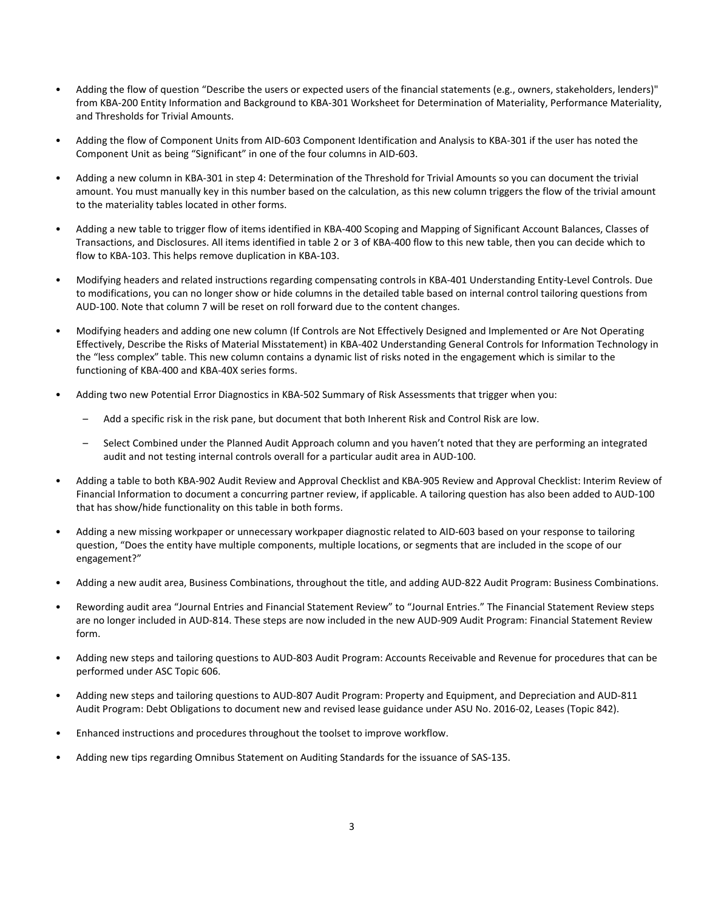- Adding the flow of question "Describe the users or expected users of the financial statements (e.g., owners, stakeholders, lenders)" from KBA-200 Entity Information and Background to KBA-301 Worksheet for Determination of Materiality, Performance Materiality, and Thresholds for Trivial Amounts.

- Adding the flow of Component Units from AID-603 Component Identification and Analysis to KBA-301 if the user has noted the Component Unit as being "Significant" in one of the four columns in AID-603.

- Adding a new column in KBA-301 in step 4: Determination of the Threshold for Trivial Amounts so you can document the trivial amount. You must manually key in this number based on the calculation, as this new column triggers the flow of the trivial amount to the materiality tables located in other forms.

- Adding a new table to trigger flow of items identified in KBA-400 Scoping and Mapping of Significant Account Balances, Classes of Transactions, and Disclosures. All items identified in table 2 or 3 of KBA-400 flow to this new table, then you can decide which to flow to KBA-103. This helps remove duplication in KBA-103.

- Modifying headers and related instructions regarding compensating controls in KBA-401 Understanding Entity-Level Controls. Due to modifications, you can no longer show or hide columns in the detailed table based on internal control tailoring questions from AUD-100. Note that column 7 will be reset on roll forward due to the content changes.

- Modifying headers and adding one new column (If Controls are Not Effectively Designed and Implemented or Are Not Operating Effectively, Describe the Risks of Material Misstatement) in KBA-402 Understanding General Controls for Information Technology in the "less complex" table. This new column contains a dynamic list of risks noted in the engagement which is similar to the functioning of KBA-400 and KBA-40X series forms.

- Adding two new Potential Error Diagnostics in KBA-502 Summary of Risk Assessments that trigger when you:
  - Add a specific risk in the risk pane, but document that both Inherent Risk and Control Risk are low.
  - Select Combined under the Planned Audit Approach column and you haven't noted that they are performing an integrated audit and not testing internal controls overall for a particular audit area in AUD-100.

- Adding a table to both KBA-902 Audit Review and Approval Checklist and KBA-905 Review and Approval Checklist: Interim Review of Financial Information to document a concurring partner review, if applicable. A tailoring question has also been added to AUD-100 that has show/hide functionality on this table in both forms.

- Adding a new missing workpaper or unnecessary workpaper diagnostic related to AID-603 based on your response to tailoring question, "Does the entity have multiple components, multiple locations, or segments that are included in the scope of our engagement?"

- Adding a new audit area, Business Combinations, throughout the title, and adding AUD-822 Audit Program: Business Combinations.

- Rewording audit area "Journal Entries and Financial Statement Review" to "Journal Entries." The Financial Statement Review steps are no longer included in AUD-814. These steps are now included in the new AUD-909 Audit Program: Financial Statement Review form.

- Adding new steps and tailoring questions to AUD-803 Audit Program: Accounts Receivable and Revenue for procedures that can be performed under ASC Topic 606.

- Adding new steps and tailoring questions to AUD-807 Audit Program: Property and Equipment, and Depreciation and AUD-811 Audit Program: Debt Obligations to document new and revised lease guidance under ASU No. 2016-02, Leases (Topic 842).

- Enhanced instructions and procedures throughout the toolset to improve workflow.

- Adding new tips regarding Omnibus Statement on Auditing Standards for the issuance of SAS-135.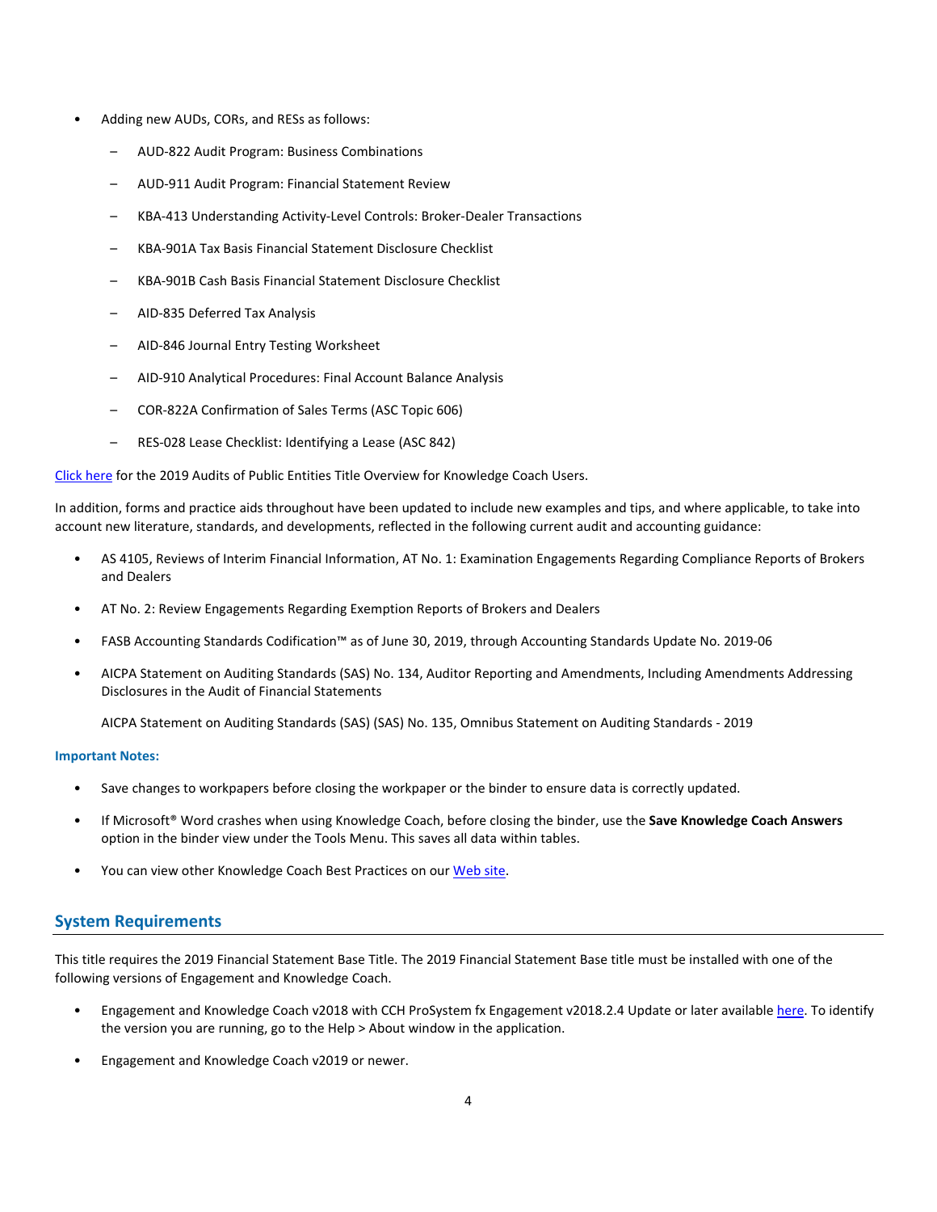- Adding new AUDs, CORs, and RESs as follows:
  - AUD-822 Audit Program: Business Combinations
  - AUD-911 Audit Program: Financial Statement Review
  - KBA-413 Understanding Activity-Level Controls: Broker-Dealer Transactions
  - KBA-901A Tax Basis Financial Statement Disclosure Checklist
  - KBA-901B Cash Basis Financial Statement Disclosure Checklist
  - AID-835 Deferred Tax Analysis
  - AID-846 Journal Entry Testing Worksheet
  - AID-910 Analytical Procedures: Final Account Balance Analysis
  - COR-822A Confirmation of Sales Terms (ASC Topic 606)
  - RES-028 Lease Checklist: Identifying a Lease (ASC 842)

Click here for the 2019 Audits of Public Entities Title Overview for Knowledge Coach Users.

In addition, forms and practice aids throughout have been updated to include new examples and tips, and where applicable, to take into account new literature, standards, and developments, reflected in the following current audit and accounting guidance:

- AS 4105, Reviews of Interim Financial Information, AT No. 1: Examination Engagements Regarding Compliance Reports of Brokers and Dealers
- AT No. 2: Review Engagements Regarding Exemption Reports of Brokers and Dealers
- FASB Accounting Standards Codification™ as of June 30, 2019, through Accounting Standards Update No. 2019-06
- AICPA Statement on Auditing Standards (SAS) No. 134, Auditor Reporting and Amendments, Including Amendments Addressing Disclosures in the Audit of Financial Statements

  AICPA Statement on Auditing Standards (SAS) (SAS) No. 135, Omnibus Statement on Auditing Standards - 2019

**Important Notes:**

- Save changes to workpapers before closing the workpaper or the binder to ensure data is correctly updated.
- If Microsoft® Word crashes when using Knowledge Coach, before closing the binder, use the **Save Knowledge Coach Answers** option in the binder view under the Tools Menu. This saves all data within tables.
- You can view other Knowledge Coach Best Practices on our Web site.

## System Requirements

This title requires the 2019 Financial Statement Base Title. The 2019 Financial Statement Base title must be installed with one of the following versions of Engagement and Knowledge Coach.

- Engagement and Knowledge Coach v2018 with CCH ProSystem fx Engagement v2018.2.4 Update or later available here. To identify the version you are running, go to the Help > About window in the application.
- Engagement and Knowledge Coach v2019 or newer.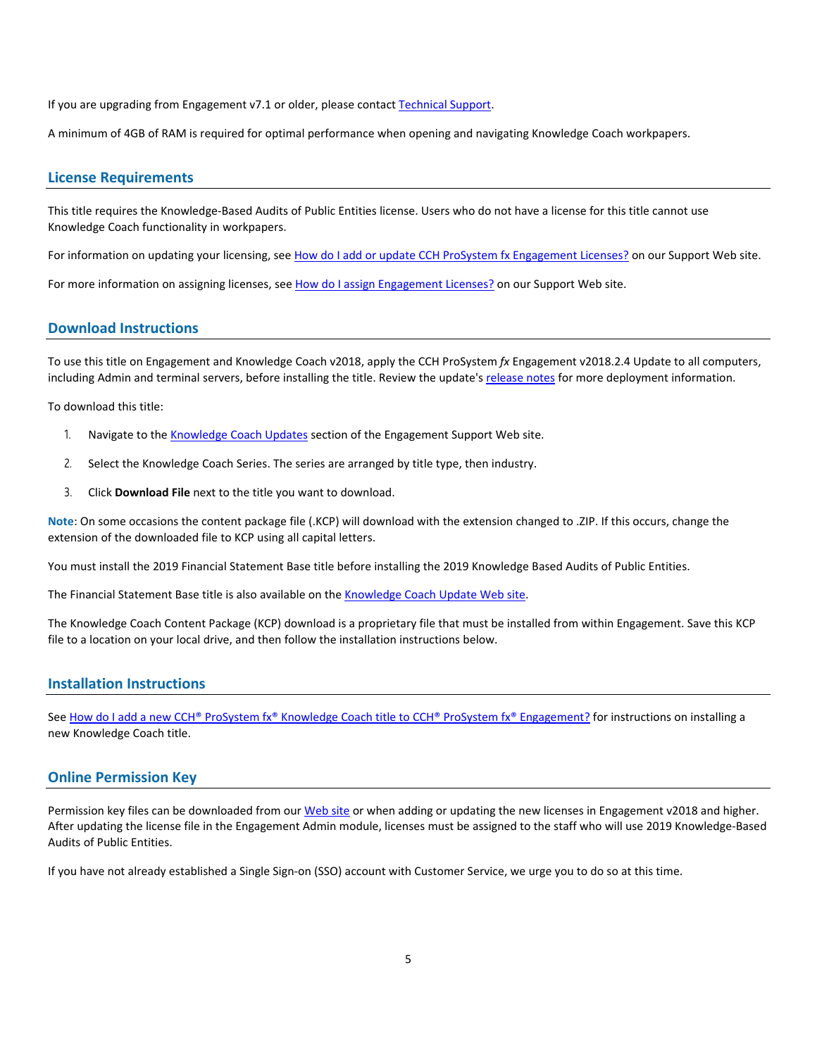If you are upgrading from Engagement v7.1 or older, please contact Technical Support.

A minimum of 4GB of RAM is required for optimal performance when opening and navigating Knowledge Coach workpapers.

## License Requirements

This title requires the Knowledge-Based Audits of Public Entities license. Users who do not have a license for this title cannot use Knowledge Coach functionality in workpapers.

For information on updating your licensing, see How do I add or update CCH ProSystem fx Engagement Licenses? on our Support Web site.

For more information on assigning licenses, see How do I assign Engagement Licenses? on our Support Web site.

## Download Instructions

To use this title on Engagement and Knowledge Coach v2018, apply the CCH ProSystem *fx* Engagement v2018.2.4 Update to all computers, including Admin and terminal servers, before installing the title. Review the update's release notes for more deployment information.

To download this title:

1. Navigate to the Knowledge Coach Updates section of the Engagement Support Web site.
2. Select the Knowledge Coach Series. The series are arranged by title type, then industry.
3. Click **Download File** next to the title you want to download.

**Note**: On some occasions the content package file (.KCP) will download with the extension changed to .ZIP. If this occurs, change the extension of the downloaded file to KCP using all capital letters.

You must install the 2019 Financial Statement Base title before installing the 2019 Knowledge Based Audits of Public Entities.

The Financial Statement Base title is also available on the Knowledge Coach Update Web site.

The Knowledge Coach Content Package (KCP) download is a proprietary file that must be installed from within Engagement. Save this KCP file to a location on your local drive, and then follow the installation instructions below.

## Installation Instructions

See How do I add a new CCH® ProSystem fx® Knowledge Coach title to CCH® ProSystem fx® Engagement? for instructions on installing a new Knowledge Coach title.

## Online Permission Key

Permission key files can be downloaded from our Web site or when adding or updating the new licenses in Engagement v2018 and higher. After updating the license file in the Engagement Admin module, licenses must be assigned to the staff who will use 2019 Knowledge-Based Audits of Public Entities.

If you have not already established a Single Sign-on (SSO) account with Customer Service, we urge you to do so at this time.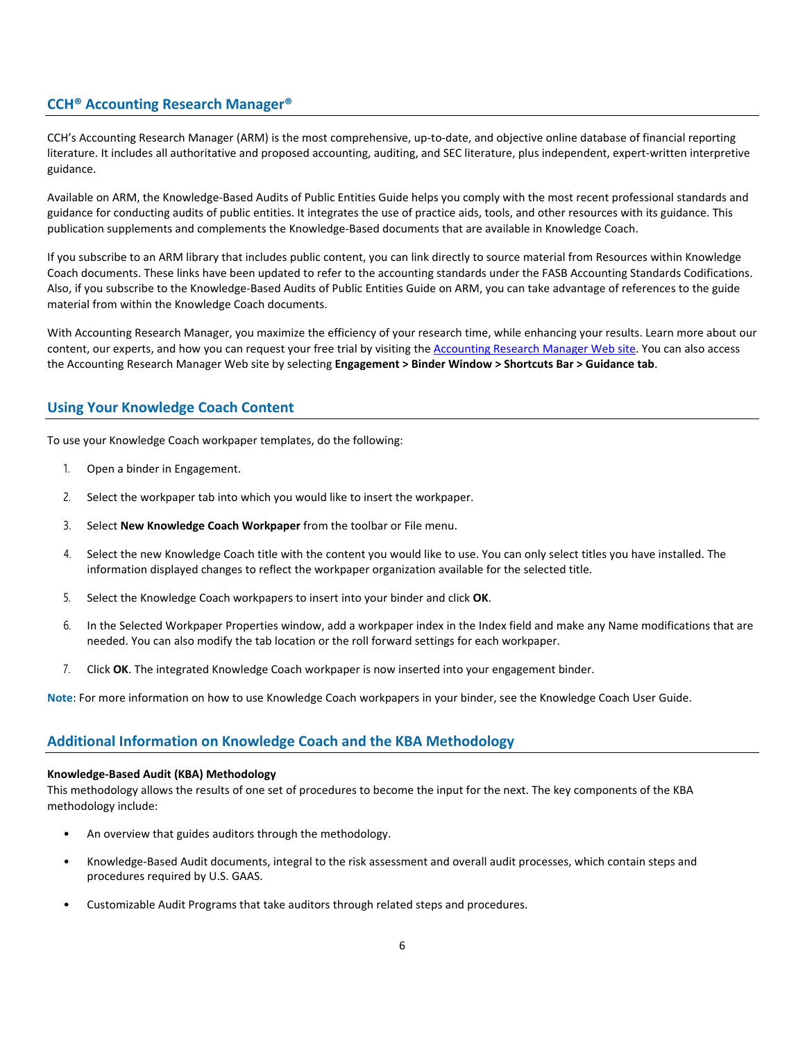## CCH® Accounting Research Manager®

CCH's Accounting Research Manager (ARM) is the most comprehensive, up-to-date, and objective online database of financial reporting literature. It includes all authoritative and proposed accounting, auditing, and SEC literature, plus independent, expert-written interpretive guidance.

Available on ARM, the Knowledge-Based Audits of Public Entities Guide helps you comply with the most recent professional standards and guidance for conducting audits of public entities. It integrates the use of practice aids, tools, and other resources with its guidance. This publication supplements and complements the Knowledge-Based documents that are available in Knowledge Coach.

If you subscribe to an ARM library that includes public content, you can link directly to source material from Resources within Knowledge Coach documents. These links have been updated to refer to the accounting standards under the FASB Accounting Standards Codifications. Also, if you subscribe to the Knowledge-Based Audits of Public Entities Guide on ARM, you can take advantage of references to the guide material from within the Knowledge Coach documents.

With Accounting Research Manager, you maximize the efficiency of your research time, while enhancing your results. Learn more about our content, our experts, and how you can request your free trial by visiting the Accounting Research Manager Web site. You can also access the Accounting Research Manager Web site by selecting **Engagement > Binder Window > Shortcuts Bar > Guidance tab**.

## Using Your Knowledge Coach Content

To use your Knowledge Coach workpaper templates, do the following:

1. Open a binder in Engagement.
2. Select the workpaper tab into which you would like to insert the workpaper.
3. Select **New Knowledge Coach Workpaper** from the toolbar or File menu.
4. Select the new Knowledge Coach title with the content you would like to use. You can only select titles you have installed. The information displayed changes to reflect the workpaper organization available for the selected title.
5. Select the Knowledge Coach workpapers to insert into your binder and click **OK**.
6. In the Selected Workpaper Properties window, add a workpaper index in the Index field and make any Name modifications that are needed. You can also modify the tab location or the roll forward settings for each workpaper.
7. Click **OK**. The integrated Knowledge Coach workpaper is now inserted into your engagement binder.

**Note**: For more information on how to use Knowledge Coach workpapers in your binder, see the Knowledge Coach User Guide.

## Additional Information on Knowledge Coach and the KBA Methodology

**Knowledge-Based Audit (KBA) Methodology**
This methodology allows the results of one set of procedures to become the input for the next. The key components of the KBA methodology include:

- An overview that guides auditors through the methodology.
- Knowledge-Based Audit documents, integral to the risk assessment and overall audit processes, which contain steps and procedures required by U.S. GAAS.
- Customizable Audit Programs that take auditors through related steps and procedures.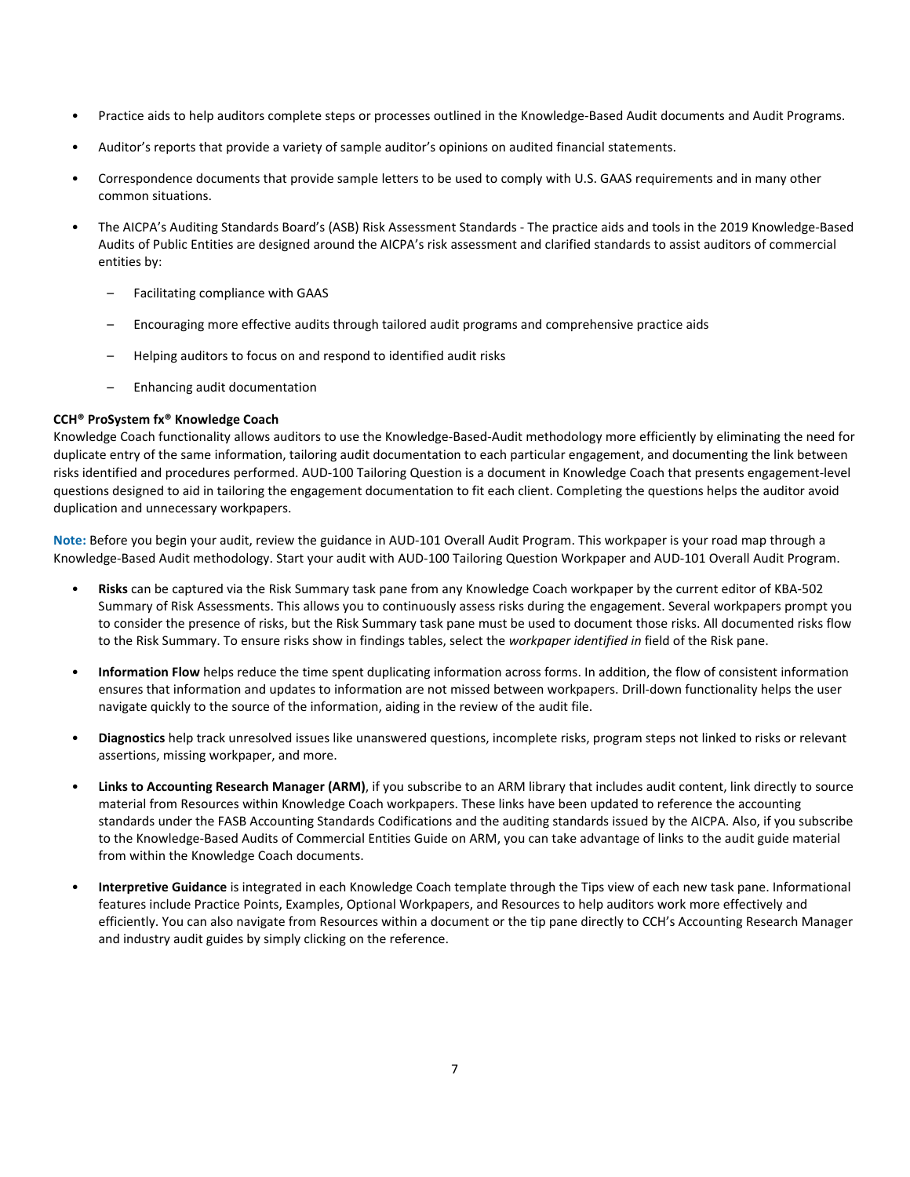- Practice aids to help auditors complete steps or processes outlined in the Knowledge-Based Audit documents and Audit Programs.
- Auditor's reports that provide a variety of sample auditor's opinions on audited financial statements.
- Correspondence documents that provide sample letters to be used to comply with U.S. GAAS requirements and in many other common situations.
- The AICPA's Auditing Standards Board's (ASB) Risk Assessment Standards - The practice aids and tools in the 2019 Knowledge-Based Audits of Public Entities are designed around the AICPA's risk assessment and clarified standards to assist auditors of commercial entities by:
  - Facilitating compliance with GAAS
  - Encouraging more effective audits through tailored audit programs and comprehensive practice aids
  - Helping auditors to focus on and respond to identified audit risks
  - Enhancing audit documentation

**CCH® ProSystem fx® Knowledge Coach**

Knowledge Coach functionality allows auditors to use the Knowledge-Based-Audit methodology more efficiently by eliminating the need for duplicate entry of the same information, tailoring audit documentation to each particular engagement, and documenting the link between risks identified and procedures performed. AUD-100 Tailoring Question is a document in Knowledge Coach that presents engagement-level questions designed to aid in tailoring the engagement documentation to fit each client. Completing the questions helps the auditor avoid duplication and unnecessary workpapers.

**Note:** Before you begin your audit, review the guidance in AUD-101 Overall Audit Program. This workpaper is your road map through a Knowledge-Based Audit methodology. Start your audit with AUD-100 Tailoring Question Workpaper and AUD-101 Overall Audit Program.

- **Risks** can be captured via the Risk Summary task pane from any Knowledge Coach workpaper by the current editor of KBA-502 Summary of Risk Assessments. This allows you to continuously assess risks during the engagement. Several workpapers prompt you to consider the presence of risks, but the Risk Summary task pane must be used to document those risks. All documented risks flow to the Risk Summary. To ensure risks show in findings tables, select the *workpaper identified in* field of the Risk pane.
- **Information Flow** helps reduce the time spent duplicating information across forms. In addition, the flow of consistent information ensures that information and updates to information are not missed between workpapers. Drill-down functionality helps the user navigate quickly to the source of the information, aiding in the review of the audit file.
- **Diagnostics** help track unresolved issues like unanswered questions, incomplete risks, program steps not linked to risks or relevant assertions, missing workpaper, and more.
- **Links to Accounting Research Manager (ARM)**, if you subscribe to an ARM library that includes audit content, link directly to source material from Resources within Knowledge Coach workpapers. These links have been updated to reference the accounting standards under the FASB Accounting Standards Codifications and the auditing standards issued by the AICPA. Also, if you subscribe to the Knowledge-Based Audits of Commercial Entities Guide on ARM, you can take advantage of links to the audit guide material from within the Knowledge Coach documents.
- **Interpretive Guidance** is integrated in each Knowledge Coach template through the Tips view of each new task pane. Informational features include Practice Points, Examples, Optional Workpapers, and Resources to help auditors work more effectively and efficiently. You can also navigate from Resources within a document or the tip pane directly to CCH's Accounting Research Manager and industry audit guides by simply clicking on the reference.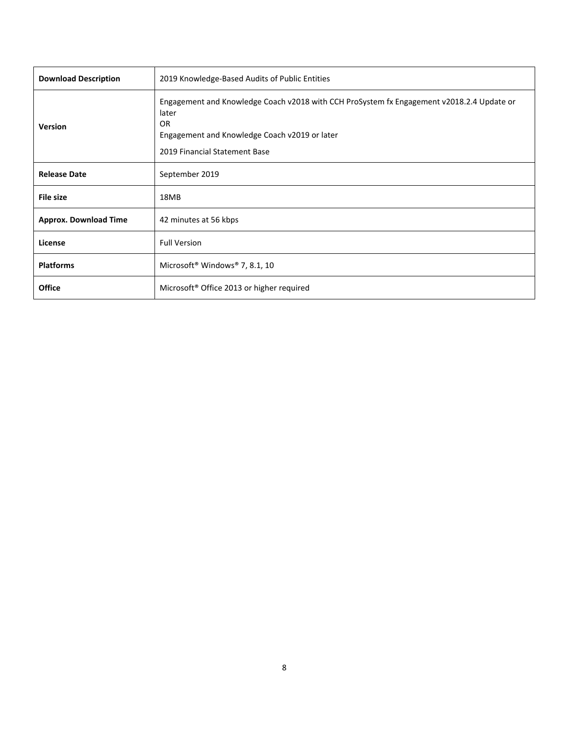| | |
|---|---|
| **Download Description** | 2019 Knowledge-Based Audits of Public Entities |
| **Version** | Engagement and Knowledge Coach v2018 with CCH ProSystem fx Engagement v2018.2.4 Update or later<br>OR<br>Engagement and Knowledge Coach v2019 or later<br><br>2019 Financial Statement Base |
| **Release Date** | September 2019 |
| **File size** | 18MB |
| **Approx. Download Time** | 42 minutes at 56 kbps |
| **License** | Full Version |
| **Platforms** | Microsoft® Windows® 7, 8.1, 10 |
| **Office** | Microsoft® Office 2013 or higher required |